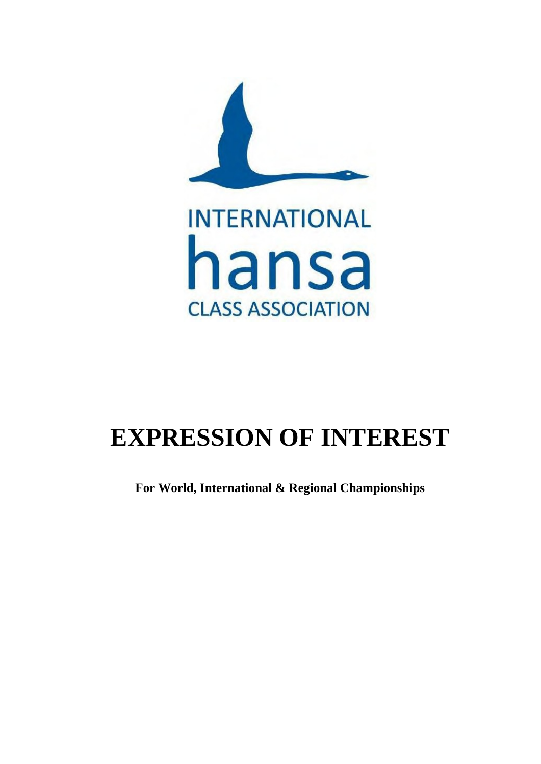INTERNATIONAL
hansa
CLASS ASSOCIATION

# EXPRESSION OF INTEREST

**For World, International & Regional Championships**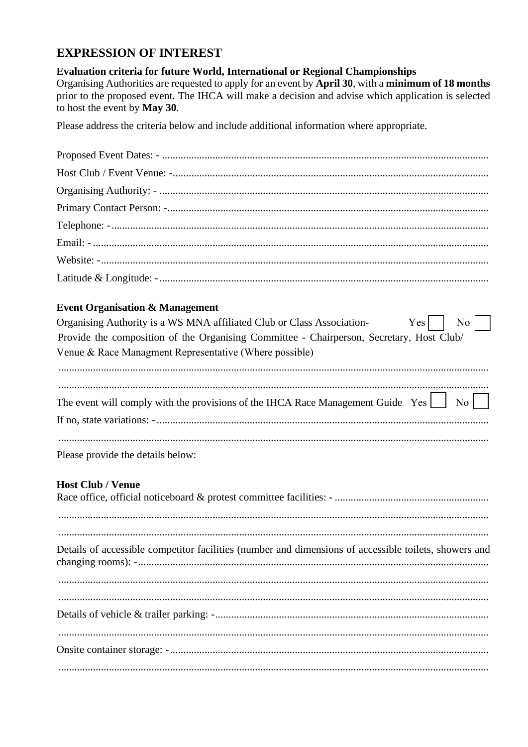## EXPRESSION OF INTEREST

**Evaluation criteria for future World, International or Regional Championships**
Organising Authorities are requested to apply for an event by **April 30**, with a **minimum of 18 months** prior to the proposed event. The IHCA will make a decision and advise which application is selected to host the event by **May 30**.

Please address the criteria below and include additional information where appropriate.

Proposed Event Dates: - ..........................................................................................................................

Host Club / Event Venue: -......................................................................................................................

Organising Authority: - ...........................................................................................................................

Primary Contact Person: -........................................................................................................................

Telephone: -.............................................................................................................................................

Email: - ....................................................................................................................................................

Website: -.................................................................................................................................................

Latitude & Longitude: -...........................................................................................................................

**Event Organisation & Management**

Organising Authority is a WS MNA affiliated Club or Class Association- Yes ☐ No ☐

Provide the composition of the Organising Committee - Chairperson, Secretary, Host Club/ Venue & Race Managment Representative (Where possible)

................................................................................................................................................................

................................................................................................................................................................

The event will comply with the provisions of the IHCA Race Management Guide Yes ☐ No ☐

If no, state variations: -............................................................................................................................

................................................................................................................................................................

Please provide the details below:

**Host Club / Venue**

Race office, official noticeboard & protest committee facilities: - ..........................................................

................................................................................................................................................................

................................................................................................................................................................

Details of accessible competitor facilities (number and dimensions of accessible toilets, showers and changing rooms): -...................................................................................................................................

................................................................................................................................................................

................................................................................................................................................................

Details of vehicle & trailer parking: -.......................................................................................................

................................................................................................................................................................

Onsite container storage: -.......................................................................................................................

................................................................................................................................................................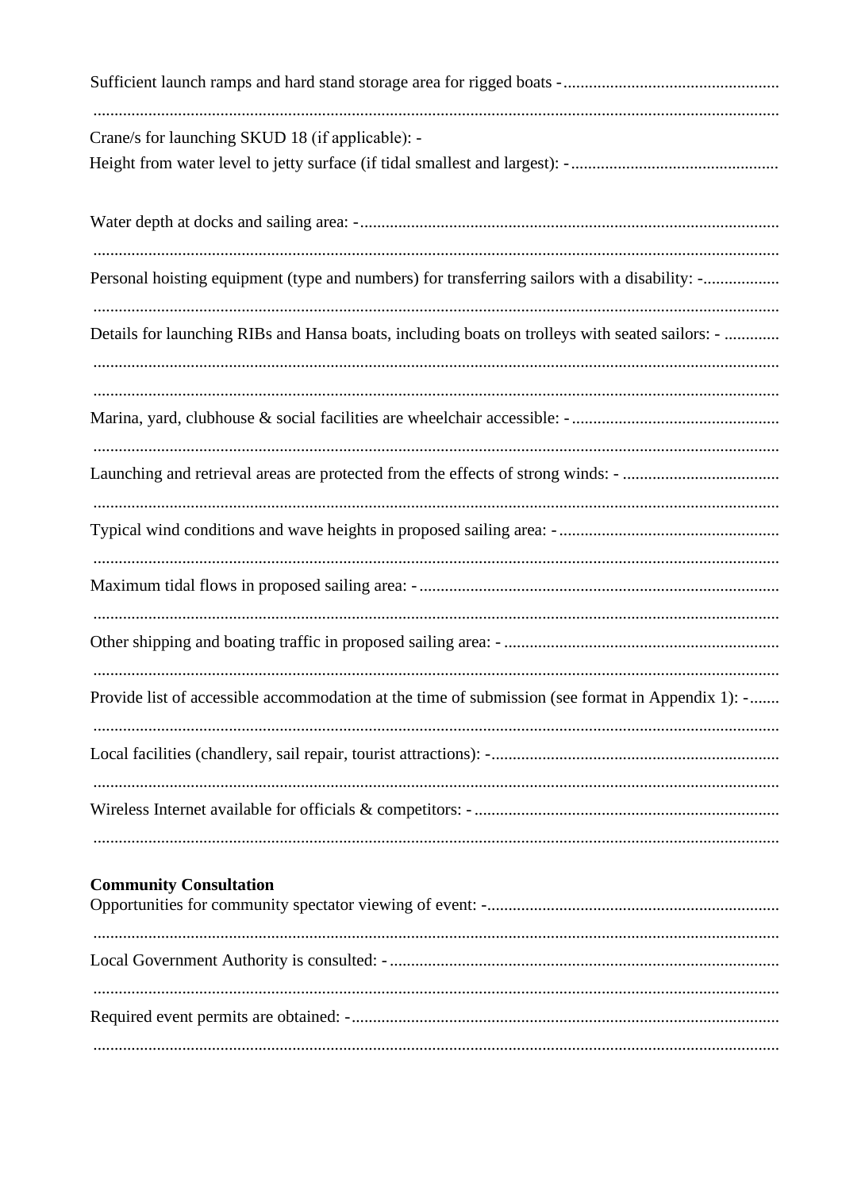Sufficient launch ramps and hard stand storage area for rigged boats - ..................................................

................................................................................................................................................

Crane/s for launching SKUD 18 (if applicable): -

Height from water level to jetty surface (if tidal smallest and largest): - ................................................

Water depth at docks and sailing area: - ..................................................................................................

................................................................................................................................................

Personal hoisting equipment (type and numbers) for transferring sailors with a disability: -.................

................................................................................................................................................

Details for launching RIBs and Hansa boats, including boats on trolleys with seated sailors: - ............

................................................................................................................................................

................................................................................................................................................

Marina, yard, clubhouse & social facilities are wheelchair accessible: - ................................................

................................................................................................................................................

Launching and retrieval areas are protected from the effects of strong winds: - .....................................

................................................................................................................................................

Typical wind conditions and wave heights in proposed sailing area: - ....................................................

................................................................................................................................................

Maximum tidal flows in proposed sailing area: - ....................................................................................

................................................................................................................................................

Other shipping and boating traffic in proposed sailing area: - ................................................................

................................................................................................................................................

Provide list of accessible accommodation at the time of submission (see format in Appendix 1): -.......

................................................................................................................................................

Local facilities (chandlery, sail repair, tourist attractions): -...................................................................

................................................................................................................................................

Wireless Internet available for officials & competitors: - .......................................................................

................................................................................................................................................

**Community Consultation**

Opportunities for community spectator viewing of event: -....................................................................

................................................................................................................................................

Local Government Authority is consulted: - ...........................................................................................

................................................................................................................................................

Required event permits are obtained: - ....................................................................................................

................................................................................................................................................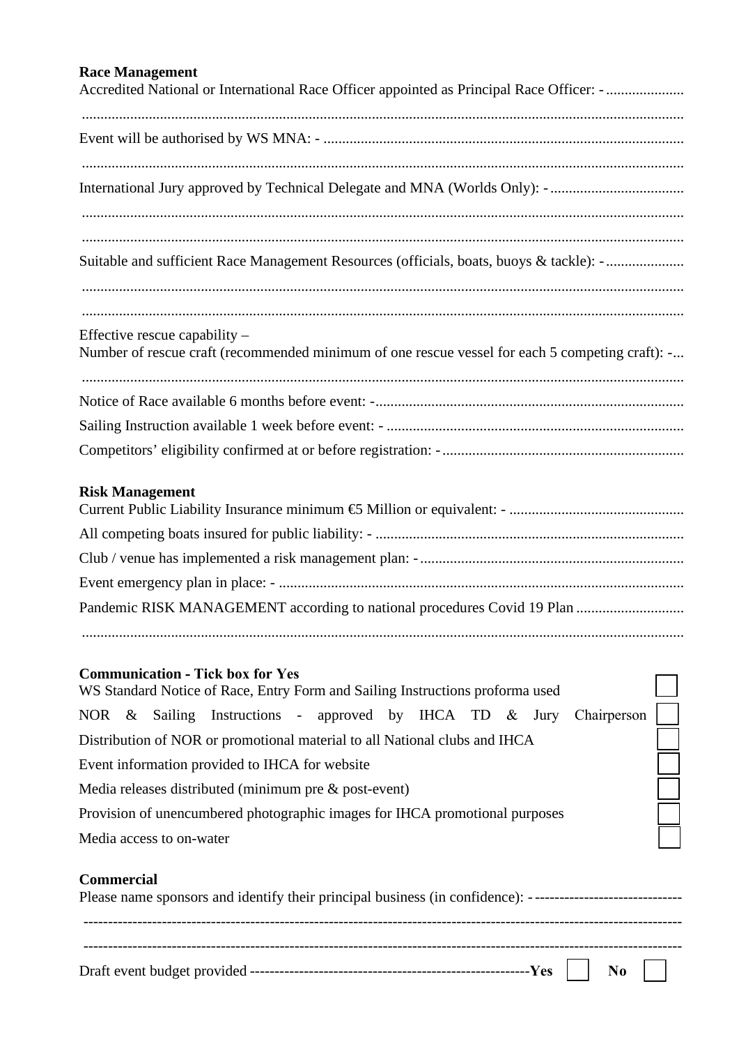**Race Management**

Accredited National or International Race Officer appointed as Principal Race Officer: - .....................

................................................................................................................................................

Event will be authorised by WS MNA: - ................................................................................

................................................................................................................................................

International Jury approved by Technical Delegate and MNA (Worlds Only): - ....................................

................................................................................................................................................

................................................................................................................................................

Suitable and sufficient Race Management Resources (officials, boats, buoys & tackle): - .....................

................................................................................................................................................

................................................................................................................................................

Effective rescue capability –
Number of rescue craft (recommended minimum of one rescue vessel for each 5 competing craft): -...

................................................................................................................................................

Notice of Race available 6 months before event: -..................................................................................

Sailing Instruction available 1 week before event: - ...............................................................................

Competitors' eligibility confirmed at or before registration: - ................................................................

**Risk Management**

Current Public Liability Insurance minimum €5 Million or equivalent: - ..............................................

All competing boats insured for public liability: - ..................................................................................

Club / venue has implemented a risk management plan: - ......................................................................

Event emergency plan in place: - ............................................................................................................

Pandemic RISK MANAGEMENT according to national procedures Covid 19 Plan .............................

................................................................................................................................................

**Communication - Tick box for Yes**

- WS Standard Notice of Race, Entry Form and Sailing Instructions proforma used ☐
- NOR & Sailing Instructions - approved by IHCA TD & Jury Chairperson ☐
- Distribution of NOR or promotional material to all National clubs and IHCA ☐
- Event information provided to IHCA for website ☐
- Media releases distributed (minimum pre & post-event) ☐
- Provision of unencumbered photographic images for IHCA promotional purposes ☐
- Media access to on-water ☐

**Commercial**

Please name sponsors and identify their principal business (in confidence): - ------------------------------

-----------------------------------------------------------------------------------------------------------------------

-----------------------------------------------------------------------------------------------------------------------

Draft event budget provided -------------------------------------------------------**Yes** ☐ **No** ☐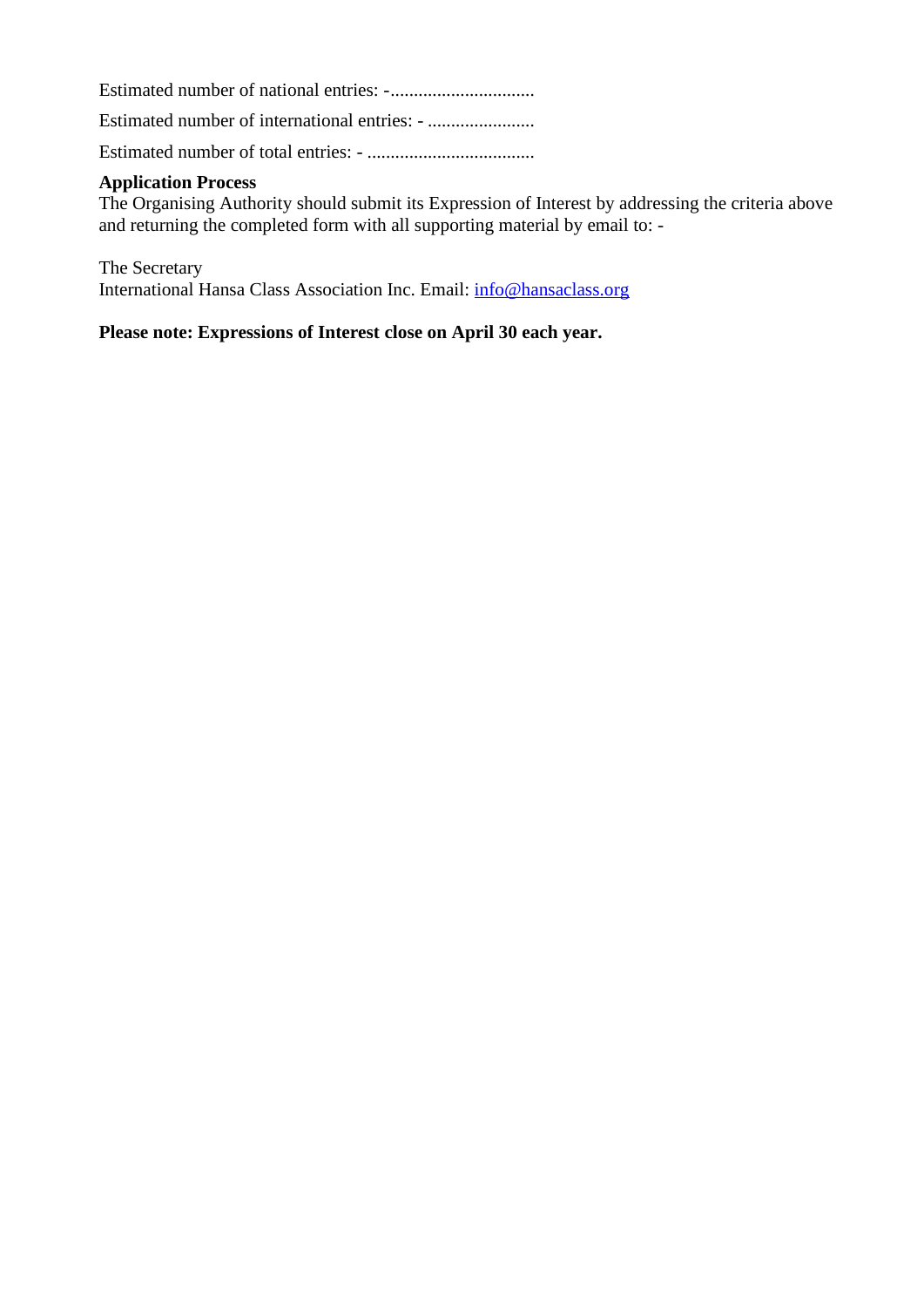Estimated number of national entries: -...............................

Estimated number of international entries: - .......................

Estimated number of total entries: - ...................................

**Application Process**
The Organising Authority should submit its Expression of Interest by addressing the criteria above and returning the completed form with all supporting material by email to: -

The Secretary
International Hansa Class Association Inc. Email: info@hansaclass.org

**Please note: Expressions of Interest close on April 30 each year.**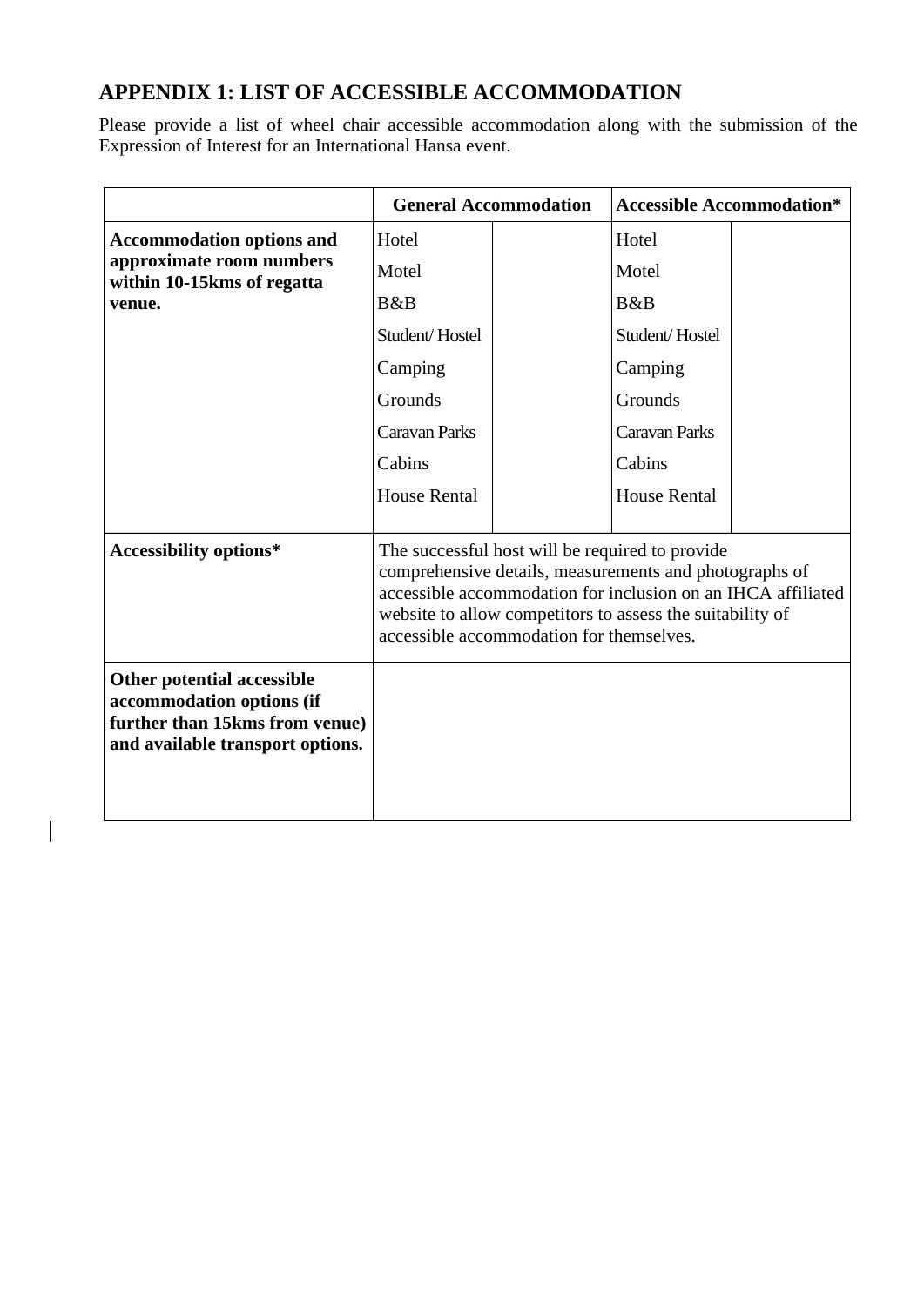## APPENDIX 1: LIST OF ACCESSIBLE ACCOMMODATION

Please provide a list of wheel chair accessible accommodation along with the submission of the Expression of Interest for an International Hansa event.

| | General Accommodation | | Accessible Accommodation* | |
|---|---|---|---|---|
| **Accommodation options and approximate room numbers within 10-15kms of regatta venue.** | Hotel | | Hotel | |
| | Motel | | Motel | |
| | B&B | | B&B | |
| | Student/ Hostel | | Student/ Hostel | |
| | Camping | | Camping | |
| | Grounds | | Grounds | |
| | Caravan Parks | | Caravan Parks | |
| | Cabins | | Cabins | |
| | House Rental | | House Rental | |
| **Accessibility options*** | The successful host will be required to provide comprehensive details, measurements and photographs of accessible accommodation for inclusion on an IHCA affiliated website to allow competitors to assess the suitability of accessible accommodation for themselves. | | | |
| **Other potential accessible accommodation options (if further than 15kms from venue) and available transport options.** | | | | |